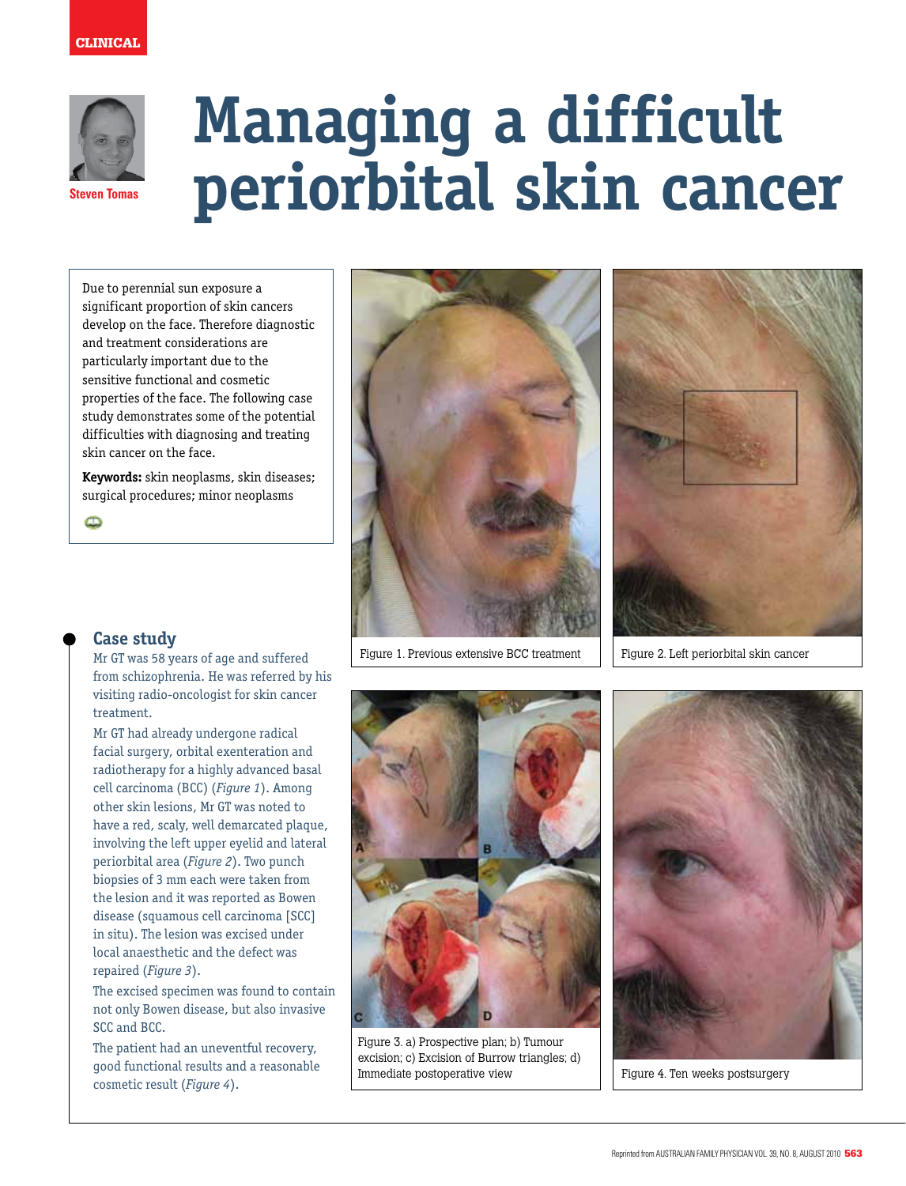CLINICAL

Steven Tomas

# Managing a difficult periorbital skin cancer

Due to perennial sun exposure a significant proportion of skin cancers develop on the face. Therefore diagnostic and treatment considerations are particularly important due to the sensitive functional and cosmetic properties of the face. The following case study demonstrates some of the potential difficulties with diagnosing and treating skin cancer on the face.

**Keywords:** skin neoplasms, skin diseases; surgical procedures; minor neoplasms

## Case study

Mr GT was 58 years of age and suffered from schizophrenia. He was referred by his visiting radio-oncologist for skin cancer treatment.

Mr GT had already undergone radical facial surgery, orbital exenteration and radiotherapy for a highly advanced basal cell carcinoma (BCC) (*Figure 1*). Among other skin lesions, Mr GT was noted to have a red, scaly, well demarcated plaque, involving the left upper eyelid and lateral periorbital area (*Figure 2*). Two punch biopsies of 3 mm each were taken from the lesion and it was reported as Bowen disease (squamous cell carcinoma [SCC] in situ). The lesion was excised under local anaesthetic and the defect was repaired (*Figure 3*).

The excised specimen was found to contain not only Bowen disease, but also invasive SCC and BCC.

The patient had an uneventful recovery, good functional results and a reasonable cosmetic result (*Figure 4*).

Figure 1. Previous extensive BCC treatment

Figure 2. Left periorbital skin cancer

Figure 3. a) Prospective plan; b) Tumour excision; c) Excision of Burrow triangles; d) Immediate postoperative view

Figure 4. Ten weeks postsurgery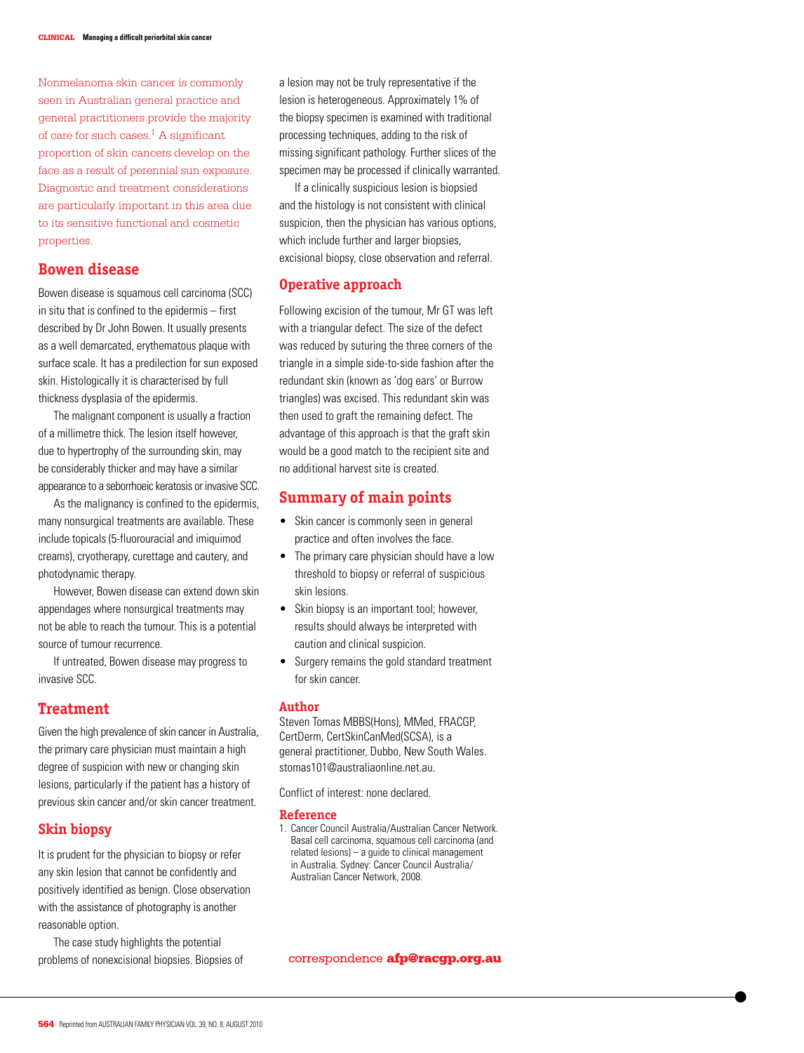Nonmelanoma skin cancer is commonly seen in Australian general practice and general practitioners provide the majority of care for such cases.[1] A significant proportion of skin cancers develop on the face as a result of perennial sun exposure. Diagnostic and treatment considerations are particularly important in this area due to its sensitive functional and cosmetic properties.

## Bowen disease

Bowen disease is squamous cell carcinoma (SCC) in situ that is confined to the epidermis – first described by Dr John Bowen. It usually presents as a well demarcated, erythematous plaque with surface scale. It has a predilection for sun exposed skin. Histologically it is characterised by full thickness dysplasia of the epidermis.

The malignant component is usually a fraction of a millimetre thick. The lesion itself however, due to hypertrophy of the surrounding skin, may be considerably thicker and may have a similar appearance to a seborrhoeic keratosis or invasive SCC.

As the malignancy is confined to the epidermis, many nonsurgical treatments are available. These include topicals (5-fluorouracial and imiquimod creams), cryotherapy, curettage and cautery, and photodynamic therapy.

However, Bowen disease can extend down skin appendages where nonsurgical treatments may not be able to reach the tumour. This is a potential source of tumour recurrence.

If untreated, Bowen disease may progress to invasive SCC.

## Treatment

Given the high prevalence of skin cancer in Australia, the primary care physician must maintain a high degree of suspicion with new or changing skin lesions, particularly if the patient has a history of previous skin cancer and/or skin cancer treatment.

## Skin biopsy

It is prudent for the physician to biopsy or refer any skin lesion that cannot be confidently and positively identified as benign. Close observation with the assistance of photography is another reasonable option.

The case study highlights the potential problems of nonexcisional biopsies. Biopsies of a lesion may not be truly representative if the lesion is heterogeneous. Approximately 1% of the biopsy specimen is examined with traditional processing techniques, adding to the risk of missing significant pathology. Further slices of the specimen may be processed if clinically warranted.

If a clinically suspicious lesion is biopsied and the histology is not consistent with clinical suspicion, then the physician has various options, which include further and larger biopsies, excisional biopsy, close observation and referral.

## Operative approach

Following excision of the tumour, Mr GT was left with a triangular defect. The size of the defect was reduced by suturing the three corners of the triangle in a simple side-to-side fashion after the redundant skin (known as 'dog ears' or Burrow triangles) was excised. This redundant skin was then used to graft the remaining defect. The advantage of this approach is that the graft skin would be a good match to the recipient site and no additional harvest site is created.

## Summary of main points

- Skin cancer is commonly seen in general practice and often involves the face.
- The primary care physician should have a low threshold to biopsy or referral of suspicious skin lesions.
- Skin biopsy is an important tool; however, results should always be interpreted with caution and clinical suspicion.
- Surgery remains the gold standard treatment for skin cancer.

## Author

Steven Tomas MBBS(Hons), MMed, FRACGP, CertDerm, CertSkinCanMed(SCSA), is a general practitioner, Dubbo, New South Wales. stomas101@australiaonline.net.au.

Conflict of interest: none declared.

## Reference

1. Cancer Council Australia/Australian Cancer Network. Basal cell carcinoma, squamous cell carcinoma (and related lesions) – a guide to clinical management in Australia. Sydney: Cancer Council Australia/ Australian Cancer Network, 2008.

correspondence **afp@racgp.org.au**